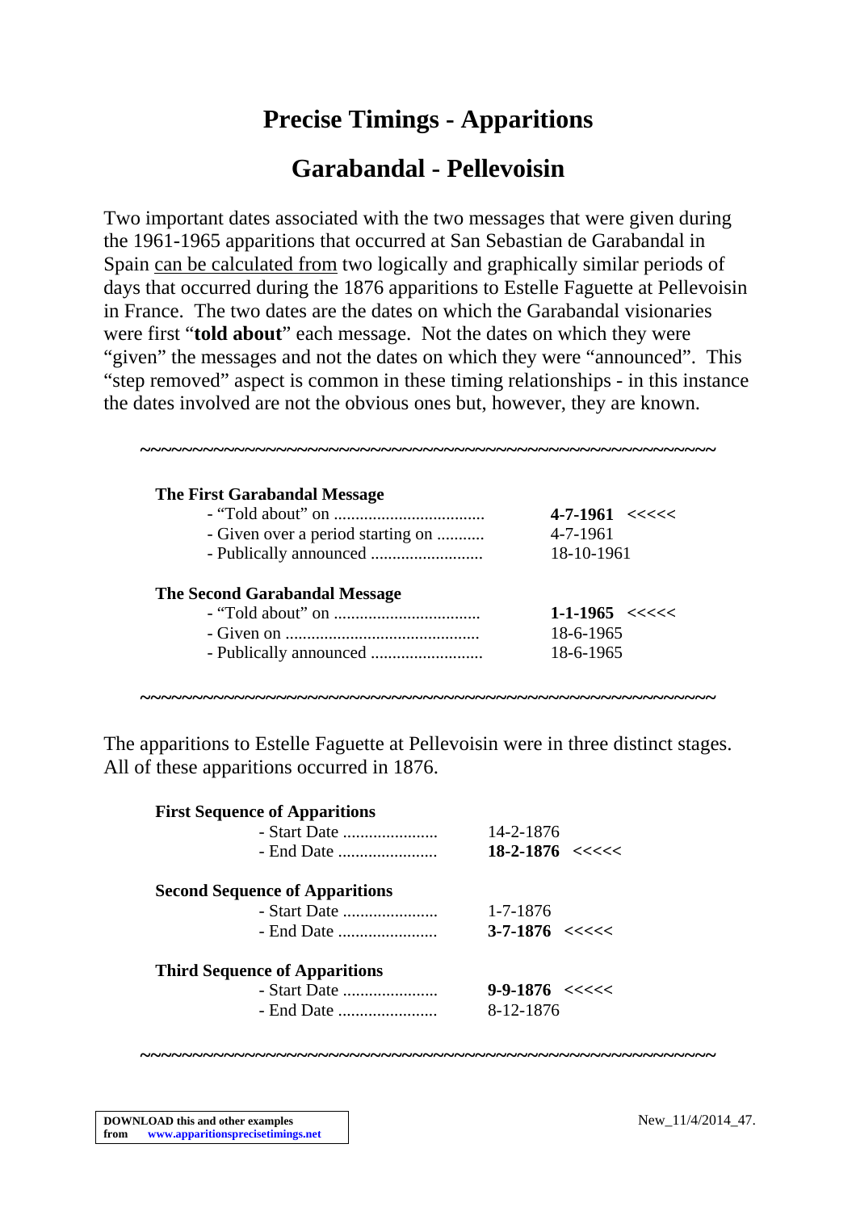# Precise Timings - Apparitions

## Garabandal - Pellevoisin

Two important dates associated with the two messages that were given during the 1961-1965 apparitions that occurred at San Sebastian de Garabandal in Spain can be calculated from two logically and graphically similar periods of days that occurred during the 1876 apparitions to Estelle Faguette at Pellevoisin in France. The two dates are the dates on which the Garabandal visionaries were first "**told about**" each message. Not the dates on which they were "given" the messages and not the dates on which they were "announced". This "step removed" aspect is common in these timing relationships - in this instance the dates involved are not the obvious ones but, however, they are known.

~~~~~~~~~~~~~~~~~~~~~~~~~~~~~~~~~~~~~~~~~~~~~~~~~~~~~~~~~~~~~~~~

**The First Garabandal Message**

- "Told about" on .................................. **4-7-1961** <<<<<
- Given over a period starting on ........... 4-7-1961
- Publically announced .......................... 18-10-1961

**The Second Garabandal Message**

- "Told about" on .................................. **1-1-1965** <<<<<
- Given on ............................................. 18-6-1965
- Publically announced .......................... 18-6-1965

~~~~~~~~~~~~~~~~~~~~~~~~~~~~~~~~~~~~~~~~~~~~~~~~~~~~~~~~~~~~~~~~

The apparitions to Estelle Faguette at Pellevoisin were in three distinct stages. All of these apparitions occurred in 1876.

**First Sequence of Apparitions**

- Start Date ...................... 14-2-1876
- End Date ....................... **18-2-1876** <<<<<

**Second Sequence of Apparitions**

- Start Date ...................... 1-7-1876
- End Date ....................... **3-7-1876** <<<<<

**Third Sequence of Apparitions**

- Start Date ...................... **9-9-1876** <<<<<
- End Date ....................... 8-12-1876

~~~~~~~~~~~~~~~~~~~~~~~~~~~~~~~~~~~~~~~~~~~~~~~~~~~~~~~~~~~~~~~~

**DOWNLOAD this and other examples from www.apparitionsprecisetimings.net**

New_11/4/2014_47.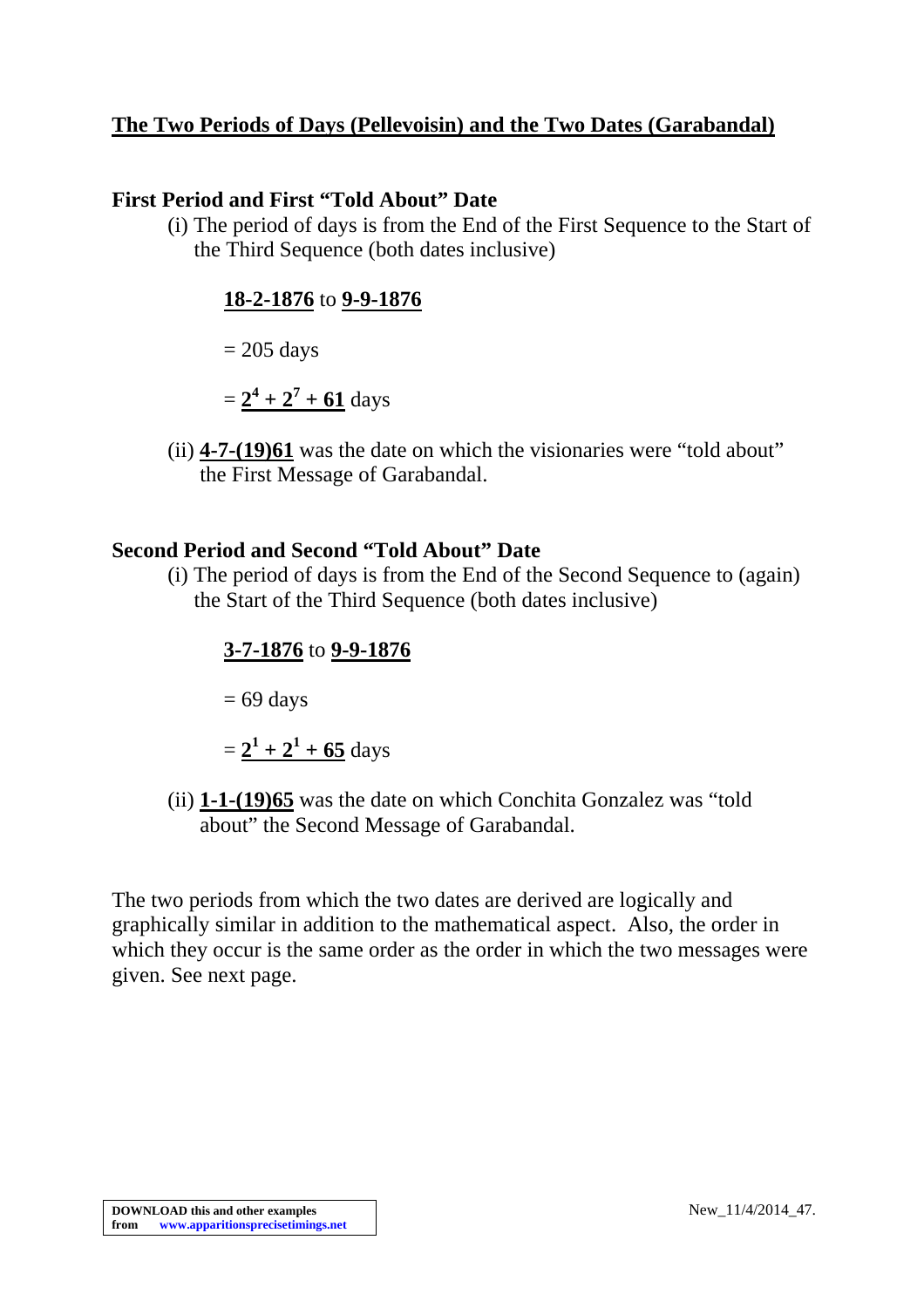## <u>The Two Periods of Days (Pellevoisin) and the Two Dates (Garabandal)</u>

### First Period and First "Told About" Date

(i) The period of days is from the End of the First Sequence to the Start of the Third Sequence (both dates inclusive)

**<u>18-2-1876</u>** to **<u>9-9-1876</u>**

= 205 days

= $\underline{\mathbf{2^4 + 2^7 + 61}}$ days

(ii) **<u>4-7-(19)61</u>** was the date on which the visionaries were "told about" the First Message of Garabandal.

### Second Period and Second "Told About" Date

(i) The period of days is from the End of the Second Sequence to (again) the Start of the Third Sequence (both dates inclusive)

**<u>3-7-1876</u>** to **<u>9-9-1876</u>**

= 69 days

= $\underline{\mathbf{2^1 + 2^1 + 65}}$ days

(ii) **<u>1-1-(19)65</u>** was the date on which Conchita Gonzalez was "told about" the Second Message of Garabandal.

The two periods from which the two dates are derived are logically and graphically similar in addition to the mathematical aspect. Also, the order in which they occur is the same order as the order in which the two messages were given. See next page.

**DOWNLOAD this and other examples from** www.apparitionsprecisetimings.net

New_11/4/2014_47.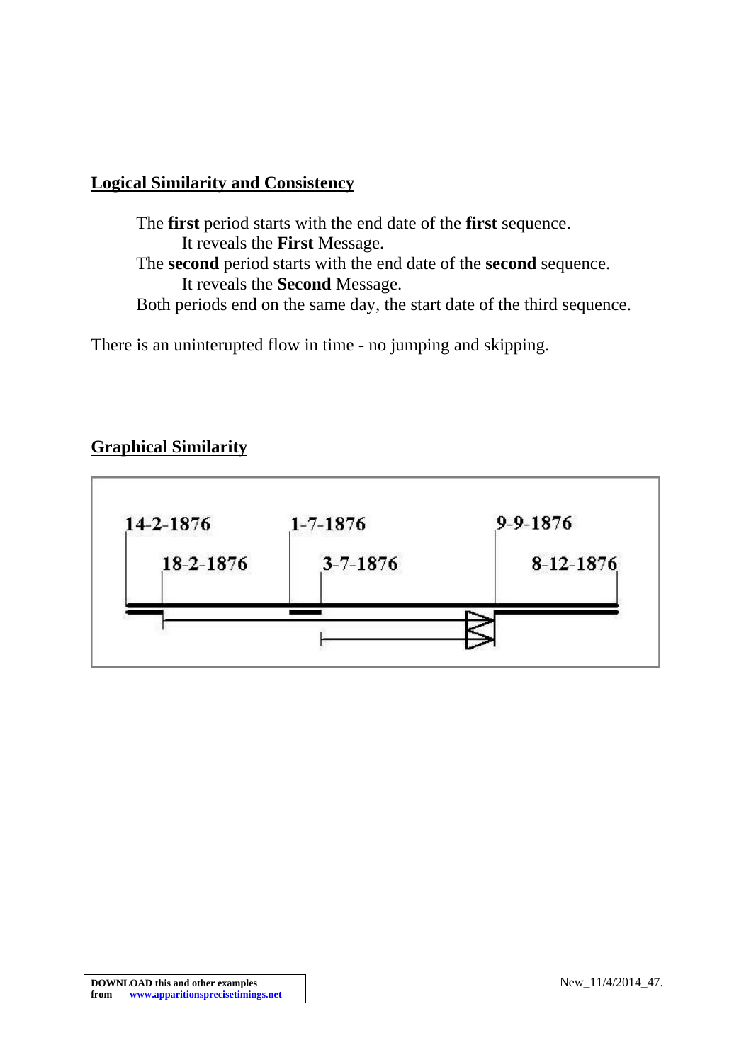## Logical Similarity and Consistency

The **first** period starts with the end date of the **first** sequence.
It reveals the **First** Message.
The **second** period starts with the end date of the **second** sequence.
It reveals the **Second** Message.
Both periods end on the same day, the start date of the third sequence.

There is an uninterupted flow in time - no jumping and skipping.

## Graphical Similarity

14-2-1876
18-2-1876
1-7-1876
3-7-1876
9-9-1876
8-12-1876

**DOWNLOAD this and other examples from** www.apparitionsprecisetimings.net

New_11/4/2014_47.